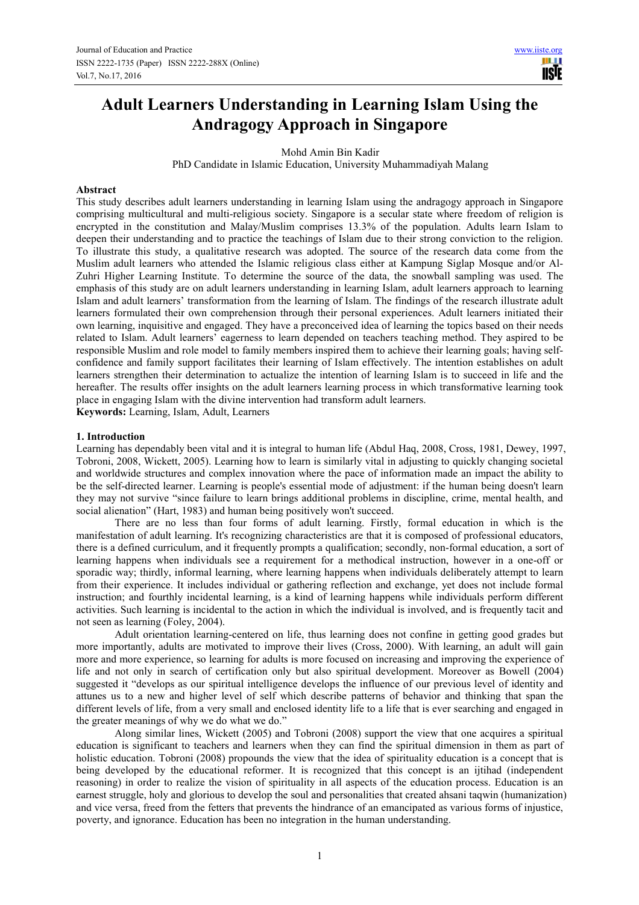# Adult Learners Understanding in Learning Islam Using the Andragogy Approach in Singapore

Mohd Amin Bin Kadir

PhD Candidate in Islamic Education, University Muhammadiyah Malang

## Abstract

This study describes adult learners understanding in learning Islam using the andragogy approach in Singapore comprising multicultural and multi-religious society. Singapore is a secular state where freedom of religion is encrypted in the constitution and Malay/Muslim comprises 13.3% of the population. Adults learn Islam to deepen their understanding and to practice the teachings of Islam due to their strong conviction to the religion. To illustrate this study, a qualitative research was adopted. The source of the research data come from the Muslim adult learners who attended the Islamic religious class either at Kampung Siglap Mosque and/or Al-Zuhri Higher Learning Institute. To determine the source of the data, the snowball sampling was used. The emphasis of this study are on adult learners understanding in learning Islam, adult learners approach to learning Islam and adult learners' transformation from the learning of Islam. The findings of the research illustrate adult learners formulated their own comprehension through their personal experiences. Adult learners initiated their own learning, inquisitive and engaged. They have a preconceived idea of learning the topics based on their needs related to Islam. Adult learners' eagerness to learn depended on teachers teaching method. They aspired to be responsible Muslim and role model to family members inspired them to achieve their learning goals; having self-confidence and family support facilitates their learning of Islam effectively. The intention establishes on adult learners strengthen their determination to actualize the intention of learning Islam is to succeed in life and the hereafter. The results offer insights on the adult learners learning process in which transformative learning took place in engaging Islam with the divine intervention had transform adult learners.

**Keywords:** Learning, Islam, Adult, Learners

## 1. Introduction

Learning has dependably been vital and it is integral to human life (Abdul Haq, 2008, Cross, 1981, Dewey, 1997, Tobroni, 2008, Wickett, 2005). Learning how to learn is similarly vital in adjusting to quickly changing societal and worldwide structures and complex innovation where the pace of information made an impact the ability to be the self-directed learner. Learning is people's essential mode of adjustment: if the human being doesn't learn they may not survive "since failure to learn brings additional problems in discipline, crime, mental health, and social alienation" (Hart, 1983) and human being positively won't succeed.

There are no less than four forms of adult learning. Firstly, formal education in which is the manifestation of adult learning. It's recognizing characteristics are that it is composed of professional educators, there is a defined curriculum, and it frequently prompts a qualification; secondly, non-formal education, a sort of learning happens when individuals see a requirement for a methodical instruction, however in a one-off or sporadic way; thirdly, informal learning, where learning happens when individuals deliberately attempt to learn from their experience. It includes individual or gathering reflection and exchange, yet does not include formal instruction; and fourthly incidental learning, is a kind of learning happens while individuals perform different activities. Such learning is incidental to the action in which the individual is involved, and is frequently tacit and not seen as learning (Foley, 2004).

Adult orientation learning-centered on life, thus learning does not confine in getting good grades but more importantly, adults are motivated to improve their lives (Cross, 2000). With learning, an adult will gain more and more experience, so learning for adults is more focused on increasing and improving the experience of life and not only in search of certification only but also spiritual development. Moreover as Bowell (2004) suggested it "develops as our spiritual intelligence develops the influence of our previous level of identity and attunes us to a new and higher level of self which describe patterns of behavior and thinking that span the different levels of life, from a very small and enclosed identity life to a life that is ever searching and engaged in the greater meanings of why we do what we do."

Along similar lines, Wickett (2005) and Tobroni (2008) support the view that one acquires a spiritual education is significant to teachers and learners when they can find the spiritual dimension in them as part of holistic education. Tobroni (2008) propounds the view that the idea of spirituality education is a concept that is being developed by the educational reformer. It is recognized that this concept is an ijtihad (independent reasoning) in order to realize the vision of spirituality in all aspects of the education process. Education is an earnest struggle, holy and glorious to develop the soul and personalities that created ahsani taqwin (humanization) and vice versa, freed from the fetters that prevents the hindrance of an emancipated as various forms of injustice, poverty, and ignorance. Education has been no integration in the human understanding.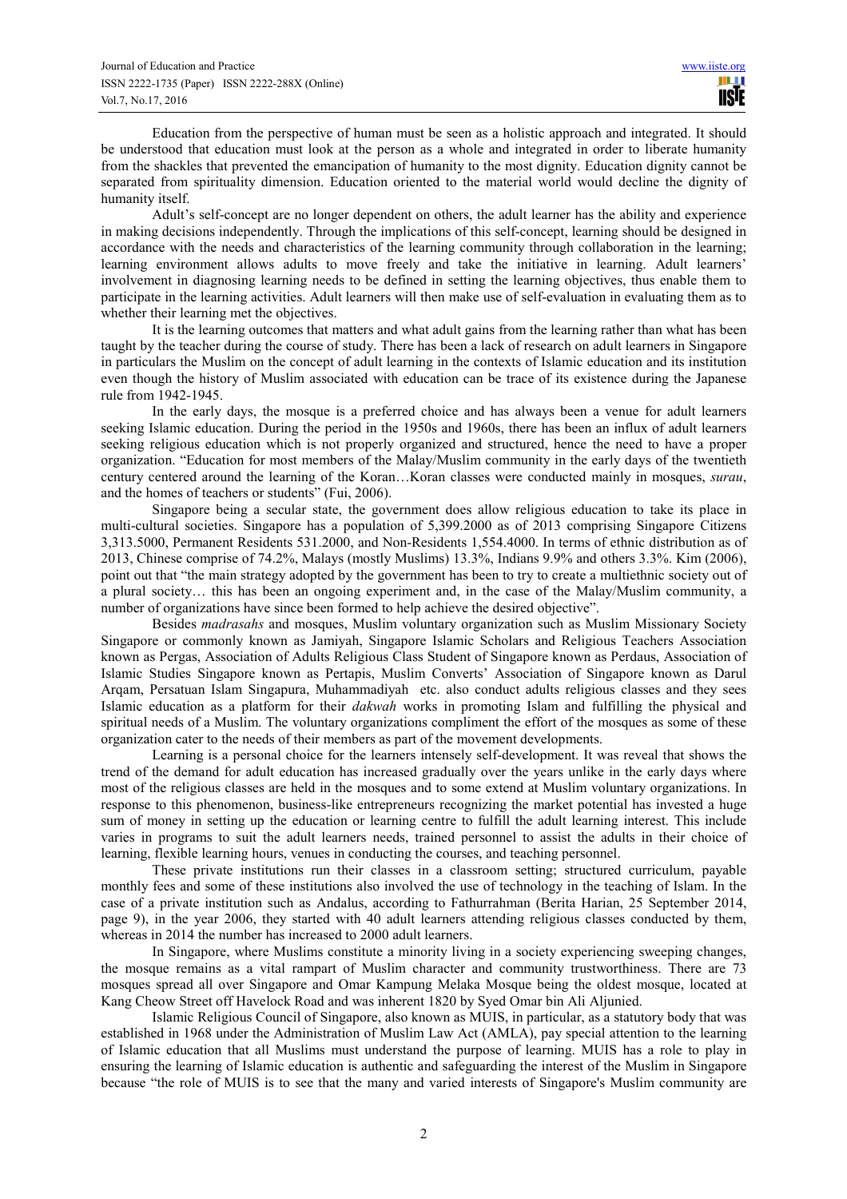Education from the perspective of human must be seen as a holistic approach and integrated. It should be understood that education must look at the person as a whole and integrated in order to liberate humanity from the shackles that prevented the emancipation of humanity to the most dignity. Education dignity cannot be separated from spirituality dimension. Education oriented to the material world would decline the dignity of humanity itself.

Adult's self-concept are no longer dependent on others, the adult learner has the ability and experience in making decisions independently. Through the implications of this self-concept, learning should be designed in accordance with the needs and characteristics of the learning community through collaboration in the learning; learning environment allows adults to move freely and take the initiative in learning. Adult learners' involvement in diagnosing learning needs to be defined in setting the learning objectives, thus enable them to participate in the learning activities. Adult learners will then make use of self-evaluation in evaluating them as to whether their learning met the objectives.

It is the learning outcomes that matters and what adult gains from the learning rather than what has been taught by the teacher during the course of study. There has been a lack of research on adult learners in Singapore in particulars the Muslim on the concept of adult learning in the contexts of Islamic education and its institution even though the history of Muslim associated with education can be trace of its existence during the Japanese rule from 1942-1945.

In the early days, the mosque is a preferred choice and has always been a venue for adult learners seeking Islamic education. During the period in the 1950s and 1960s, there has been an influx of adult learners seeking religious education which is not properly organized and structured, hence the need to have a proper organization. "Education for most members of the Malay/Muslim community in the early days of the twentieth century centered around the learning of the Koran…Koran classes were conducted mainly in mosques, *surau*, and the homes of teachers or students" (Fui, 2006).

Singapore being a secular state, the government does allow religious education to take its place in multi-cultural societies. Singapore has a population of 5,399.2000 as of 2013 comprising Singapore Citizens 3,313.5000, Permanent Residents 531.2000, and Non-Residents 1,554.4000. In terms of ethnic distribution as of 2013, Chinese comprise of 74.2%, Malays (mostly Muslims) 13.3%, Indians 9.9% and others 3.3%. Kim (2006), point out that "the main strategy adopted by the government has been to try to create a multiethnic society out of a plural society… this has been an ongoing experiment and, in the case of the Malay/Muslim community, a number of organizations have since been formed to help achieve the desired objective".

Besides *madrasahs* and mosques, Muslim voluntary organization such as Muslim Missionary Society Singapore or commonly known as Jamiyah, Singapore Islamic Scholars and Religious Teachers Association known as Pergas, Association of Adults Religious Class Student of Singapore known as Perdaus, Association of Islamic Studies Singapore known as Pertapis, Muslim Converts' Association of Singapore known as Darul Arqam, Persatuan Islam Singapura, Muhammadiyah etc. also conduct adults religious classes and they sees Islamic education as a platform for their *dakwah* works in promoting Islam and fulfilling the physical and spiritual needs of a Muslim. The voluntary organizations compliment the effort of the mosques as some of these organization cater to the needs of their members as part of the movement developments.

Learning is a personal choice for the learners intensely self-development. It was reveal that shows the trend of the demand for adult education has increased gradually over the years unlike in the early days where most of the religious classes are held in the mosques and to some extend at Muslim voluntary organizations. In response to this phenomenon, business-like entrepreneurs recognizing the market potential has invested a huge sum of money in setting up the education or learning centre to fulfill the adult learning interest. This include varies in programs to suit the adult learners needs, trained personnel to assist the adults in their choice of learning, flexible learning hours, venues in conducting the courses, and teaching personnel.

These private institutions run their classes in a classroom setting; structured curriculum, payable monthly fees and some of these institutions also involved the use of technology in the teaching of Islam. In the case of a private institution such as Andalus, according to Fathurrahman (Berita Harian, 25 September 2014, page 9), in the year 2006, they started with 40 adult learners attending religious classes conducted by them, whereas in 2014 the number has increased to 2000 adult learners.

In Singapore, where Muslims constitute a minority living in a society experiencing sweeping changes, the mosque remains as a vital rampart of Muslim character and community trustworthiness. There are 73 mosques spread all over Singapore and Omar Kampung Melaka Mosque being the oldest mosque, located at Kang Cheow Street off Havelock Road and was inherent 1820 by Syed Omar bin Ali Aljunied.

Islamic Religious Council of Singapore, also known as MUIS, in particular, as a statutory body that was established in 1968 under the Administration of Muslim Law Act (AMLA), pay special attention to the learning of Islamic education that all Muslims must understand the purpose of learning. MUIS has a role to play in ensuring the learning of Islamic education is authentic and safeguarding the interest of the Muslim in Singapore because "the role of MUIS is to see that the many and varied interests of Singapore's Muslim community are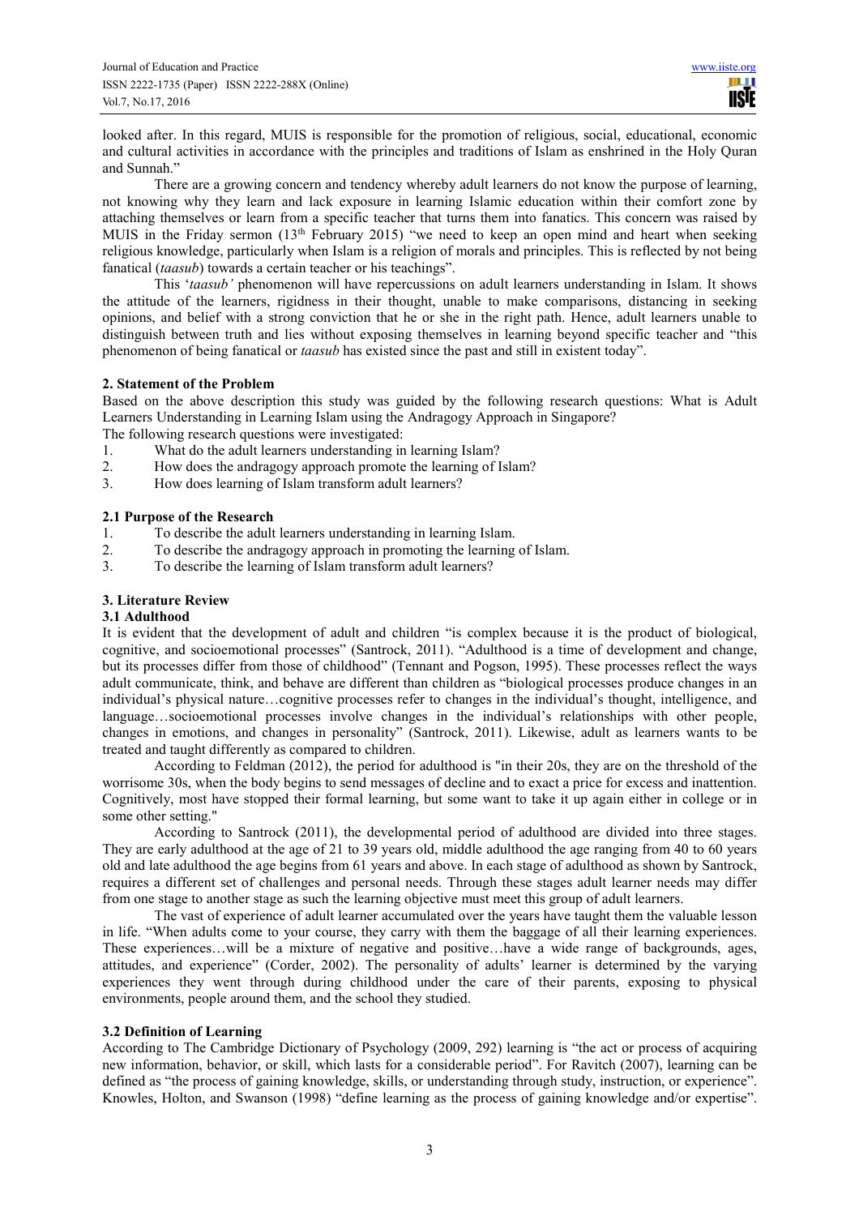looked after. In this regard, MUIS is responsible for the promotion of religious, social, educational, economic and cultural activities in accordance with the principles and traditions of Islam as enshrined in the Holy Quran and Sunnah."

There are a growing concern and tendency whereby adult learners do not know the purpose of learning, not knowing why they learn and lack exposure in learning Islamic education within their comfort zone by attaching themselves or learn from a specific teacher that turns them into fanatics. This concern was raised by MUIS in the Friday sermon (13th February 2015) "we need to keep an open mind and heart when seeking religious knowledge, particularly when Islam is a religion of morals and principles. This is reflected by not being fanatical (*taasub*) towards a certain teacher or his teachings".

This '*taasub'* phenomenon will have repercussions on adult learners understanding in Islam. It shows the attitude of the learners, rigidness in their thought, unable to make comparisons, distancing in seeking opinions, and belief with a strong conviction that he or she in the right path. Hence, adult learners unable to distinguish between truth and lies without exposing themselves in learning beyond specific teacher and "this phenomenon of being fanatical or *taasub* has existed since the past and still in existent today".

## 2. Statement of the Problem

Based on the above description this study was guided by the following research questions: What is Adult Learners Understanding in Learning Islam using the Andragogy Approach in Singapore?

The following research questions were investigated:

1. What do the adult learners understanding in learning Islam?
2. How does the andragogy approach promote the learning of Islam?
3. How does learning of Islam transform adult learners?

### 2.1 Purpose of the Research

1. To describe the adult learners understanding in learning Islam.
2. To describe the andragogy approach in promoting the learning of Islam.
3. To describe the learning of Islam transform adult learners?

## 3. Literature Review

### 3.1 Adulthood

It is evident that the development of adult and children "is complex because it is the product of biological, cognitive, and socioemotional processes" (Santrock, 2011). "Adulthood is a time of development and change, but its processes differ from those of childhood" (Tennant and Pogson, 1995). These processes reflect the ways adult communicate, think, and behave are different than children as "biological processes produce changes in an individual's physical nature…cognitive processes refer to changes in the individual's thought, intelligence, and language…socioemotional processes involve changes in the individual's relationships with other people, changes in emotions, and changes in personality" (Santrock, 2011). Likewise, adult as learners wants to be treated and taught differently as compared to children.

According to Feldman (2012), the period for adulthood is "in their 20s, they are on the threshold of the worrisome 30s, when the body begins to send messages of decline and to exact a price for excess and inattention. Cognitively, most have stopped their formal learning, but some want to take it up again either in college or in some other setting."

According to Santrock (2011), the developmental period of adulthood are divided into three stages. They are early adulthood at the age of 21 to 39 years old, middle adulthood the age ranging from 40 to 60 years old and late adulthood the age begins from 61 years and above. In each stage of adulthood as shown by Santrock, requires a different set of challenges and personal needs. Through these stages adult learner needs may differ from one stage to another stage as such the learning objective must meet this group of adult learners.

The vast of experience of adult learner accumulated over the years have taught them the valuable lesson in life. "When adults come to your course, they carry with them the baggage of all their learning experiences. These experiences…will be a mixture of negative and positive…have a wide range of backgrounds, ages, attitudes, and experience" (Corder, 2002). The personality of adults' learner is determined by the varying experiences they went through during childhood under the care of their parents, exposing to physical environments, people around them, and the school they studied.

### 3.2 Definition of Learning

According to The Cambridge Dictionary of Psychology (2009, 292) learning is "the act or process of acquiring new information, behavior, or skill, which lasts for a considerable period". For Ravitch (2007), learning can be defined as "the process of gaining knowledge, skills, or understanding through study, instruction, or experience". Knowles, Holton, and Swanson (1998) "define learning as the process of gaining knowledge and/or expertise".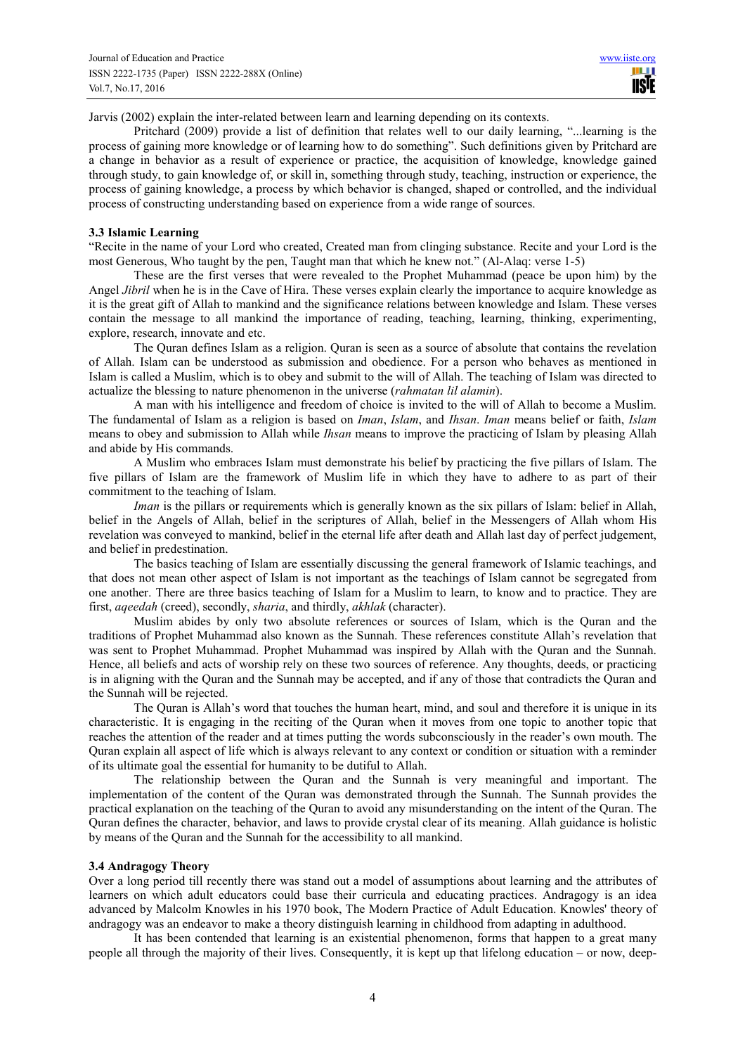Jarvis (2002) explain the inter-related between learn and learning depending on its contexts.

Pritchard (2009) provide a list of definition that relates well to our daily learning, "...learning is the process of gaining more knowledge or of learning how to do something". Such definitions given by Pritchard are a change in behavior as a result of experience or practice, the acquisition of knowledge, knowledge gained through study, to gain knowledge of, or skill in, something through study, teaching, instruction or experience, the process of gaining knowledge, a process by which behavior is changed, shaped or controlled, and the individual process of constructing understanding based on experience from a wide range of sources.

### 3.3 Islamic Learning

"Recite in the name of your Lord who created, Created man from clinging substance. Recite and your Lord is the most Generous, Who taught by the pen, Taught man that which he knew not." (Al-Alaq: verse 1-5)

These are the first verses that were revealed to the Prophet Muhammad (peace be upon him) by the Angel *Jibril* when he is in the Cave of Hira. These verses explain clearly the importance to acquire knowledge as it is the great gift of Allah to mankind and the significance relations between knowledge and Islam. These verses contain the message to all mankind the importance of reading, teaching, learning, thinking, experimenting, explore, research, innovate and etc.

The Quran defines Islam as a religion. Quran is seen as a source of absolute that contains the revelation of Allah. Islam can be understood as submission and obedience. For a person who behaves as mentioned in Islam is called a Muslim, which is to obey and submit to the will of Allah. The teaching of Islam was directed to actualize the blessing to nature phenomenon in the universe (*rahmatan lil alamin*).

A man with his intelligence and freedom of choice is invited to the will of Allah to become a Muslim. The fundamental of Islam as a religion is based on *Iman*, *Islam*, and *Ihsan*. *Iman* means belief or faith, *Islam* means to obey and submission to Allah while *Ihsan* means to improve the practicing of Islam by pleasing Allah and abide by His commands.

A Muslim who embraces Islam must demonstrate his belief by practicing the five pillars of Islam. The five pillars of Islam are the framework of Muslim life in which they have to adhere to as part of their commitment to the teaching of Islam.

*Iman* is the pillars or requirements which is generally known as the six pillars of Islam: belief in Allah, belief in the Angels of Allah, belief in the scriptures of Allah, belief in the Messengers of Allah whom His revelation was conveyed to mankind, belief in the eternal life after death and Allah last day of perfect judgement, and belief in predestination.

The basics teaching of Islam are essentially discussing the general framework of Islamic teachings, and that does not mean other aspect of Islam is not important as the teachings of Islam cannot be segregated from one another. There are three basics teaching of Islam for a Muslim to learn, to know and to practice. They are first, *aqeedah* (creed), secondly, *sharia*, and thirdly, *akhlak* (character).

Muslim abides by only two absolute references or sources of Islam, which is the Quran and the traditions of Prophet Muhammad also known as the Sunnah. These references constitute Allah's revelation that was sent to Prophet Muhammad. Prophet Muhammad was inspired by Allah with the Quran and the Sunnah. Hence, all beliefs and acts of worship rely on these two sources of reference. Any thoughts, deeds, or practicing is in aligning with the Quran and the Sunnah may be accepted, and if any of those that contradicts the Quran and the Sunnah will be rejected.

The Quran is Allah's word that touches the human heart, mind, and soul and therefore it is unique in its characteristic. It is engaging in the reciting of the Quran when it moves from one topic to another topic that reaches the attention of the reader and at times putting the words subconsciously in the reader's own mouth. The Quran explain all aspect of life which is always relevant to any context or condition or situation with a reminder of its ultimate goal the essential for humanity to be dutiful to Allah.

The relationship between the Quran and the Sunnah is very meaningful and important. The implementation of the content of the Quran was demonstrated through the Sunnah. The Sunnah provides the practical explanation on the teaching of the Quran to avoid any misunderstanding on the intent of the Quran. The Quran defines the character, behavior, and laws to provide crystal clear of its meaning. Allah guidance is holistic by means of the Quran and the Sunnah for the accessibility to all mankind.

### 3.4 Andragogy Theory

Over a long period till recently there was stand out a model of assumptions about learning and the attributes of learners on which adult educators could base their curricula and educating practices. Andragogy is an idea advanced by Malcolm Knowles in his 1970 book, The Modern Practice of Adult Education. Knowles' theory of andragogy was an endeavor to make a theory distinguish learning in childhood from adapting in adulthood.

It has been contended that learning is an existential phenomenon, forms that happen to a great many people all through the majority of their lives. Consequently, it is kept up that lifelong education – or now, deep-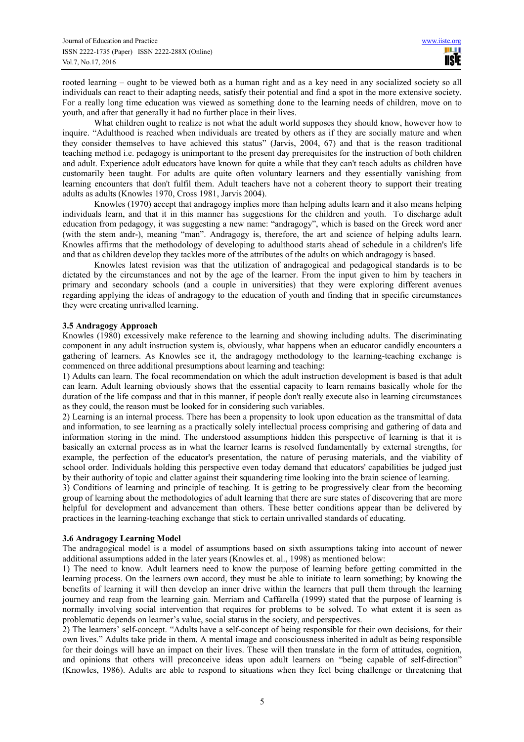rooted learning – ought to be viewed both as a human right and as a key need in any socialized society so all individuals can react to their adapting needs, satisfy their potential and find a spot in the more extensive society. For a really long time education was viewed as something done to the learning needs of children, move on to youth, and after that generally it had no further place in their lives.

What children ought to realize is not what the adult world supposes they should know, however how to inquire. "Adulthood is reached when individuals are treated by others as if they are socially mature and when they consider themselves to have achieved this status" (Jarvis, 2004, 67) and that is the reason traditional teaching method i.e. pedagogy is unimportant to the present day prerequisites for the instruction of both children and adult. Experience adult educators have known for quite a while that they can't teach adults as children have customarily been taught. For adults are quite often voluntary learners and they essentially vanishing from learning encounters that don't fulfil them. Adult teachers have not a coherent theory to support their treating adults as adults (Knowles 1970, Cross 1981, Jarvis 2004).

Knowles (1970) accept that andragogy implies more than helping adults learn and it also means helping individuals learn, and that it in this manner has suggestions for the children and youth. To discharge adult education from pedagogy, it was suggesting a new name: "andragogy", which is based on the Greek word aner (with the stem andr-), meaning "man". Andragogy is, therefore, the art and science of helping adults learn. Knowles affirms that the methodology of developing to adulthood starts ahead of schedule in a children's life and that as children develop they tackles more of the attributes of the adults on which andragogy is based.

Knowles latest revision was that the utilization of andragogical and pedagogical standards is to be dictated by the circumstances and not by the age of the learner. From the input given to him by teachers in primary and secondary schools (and a couple in universities) that they were exploring different avenues regarding applying the ideas of andragogy to the education of youth and finding that in specific circumstances they were creating unrivalled learning.

### 3.5 Andragogy Approach

Knowles (1980) excessively make reference to the learning and showing including adults. The discriminating component in any adult instruction system is, obviously, what happens when an educator candidly encounters a gathering of learners. As Knowles see it, the andragogy methodology to the learning-teaching exchange is commenced on three additional presumptions about learning and teaching:

1) Adults can learn. The focal recommendation on which the adult instruction development is based is that adult can learn. Adult learning obviously shows that the essential capacity to learn remains basically whole for the duration of the life compass and that in this manner, if people don't really execute also in learning circumstances as they could, the reason must be looked for in considering such variables.

2) Learning is an internal process. There has been a propensity to look upon education as the transmittal of data and information, to see learning as a practically solely intellectual process comprising and gathering of data and information storing in the mind. The understood assumptions hidden this perspective of learning is that it is basically an external process as in what the learner learns is resolved fundamentally by external strengths, for example, the perfection of the educator's presentation, the nature of perusing materials, and the viability of school order. Individuals holding this perspective even today demand that educators' capabilities be judged just by their authority of topic and clatter against their squandering time looking into the brain science of learning.

3) Conditions of learning and principle of teaching. It is getting to be progressively clear from the becoming group of learning about the methodologies of adult learning that there are sure states of discovering that are more helpful for development and advancement than others. These better conditions appear than be delivered by practices in the learning-teaching exchange that stick to certain unrivalled standards of educating.

### 3.6 Andragogy Learning Model

The andragogical model is a model of assumptions based on sixth assumptions taking into account of newer additional assumptions added in the later years (Knowles et. al., 1998) as mentioned below:

1) The need to know. Adult learners need to know the purpose of learning before getting committed in the learning process. On the learners own accord, they must be able to initiate to learn something; by knowing the benefits of learning it will then develop an inner drive within the learners that pull them through the learning journey and reap from the learning gain. Merriam and Caffarella (1999) stated that the purpose of learning is normally involving social intervention that requires for problems to be solved. To what extent it is seen as problematic depends on learner's value, social status in the society, and perspectives.

2) The learners' self-concept. "Adults have a self-concept of being responsible for their own decisions, for their own lives." Adults take pride in them. A mental image and consciousness inherited in adult as being responsible for their doings will have an impact on their lives. These will then translate in the form of attitudes, cognition, and opinions that others will preconceive ideas upon adult learners on "being capable of self-direction" (Knowles, 1986). Adults are able to respond to situations when they feel being challenge or threatening that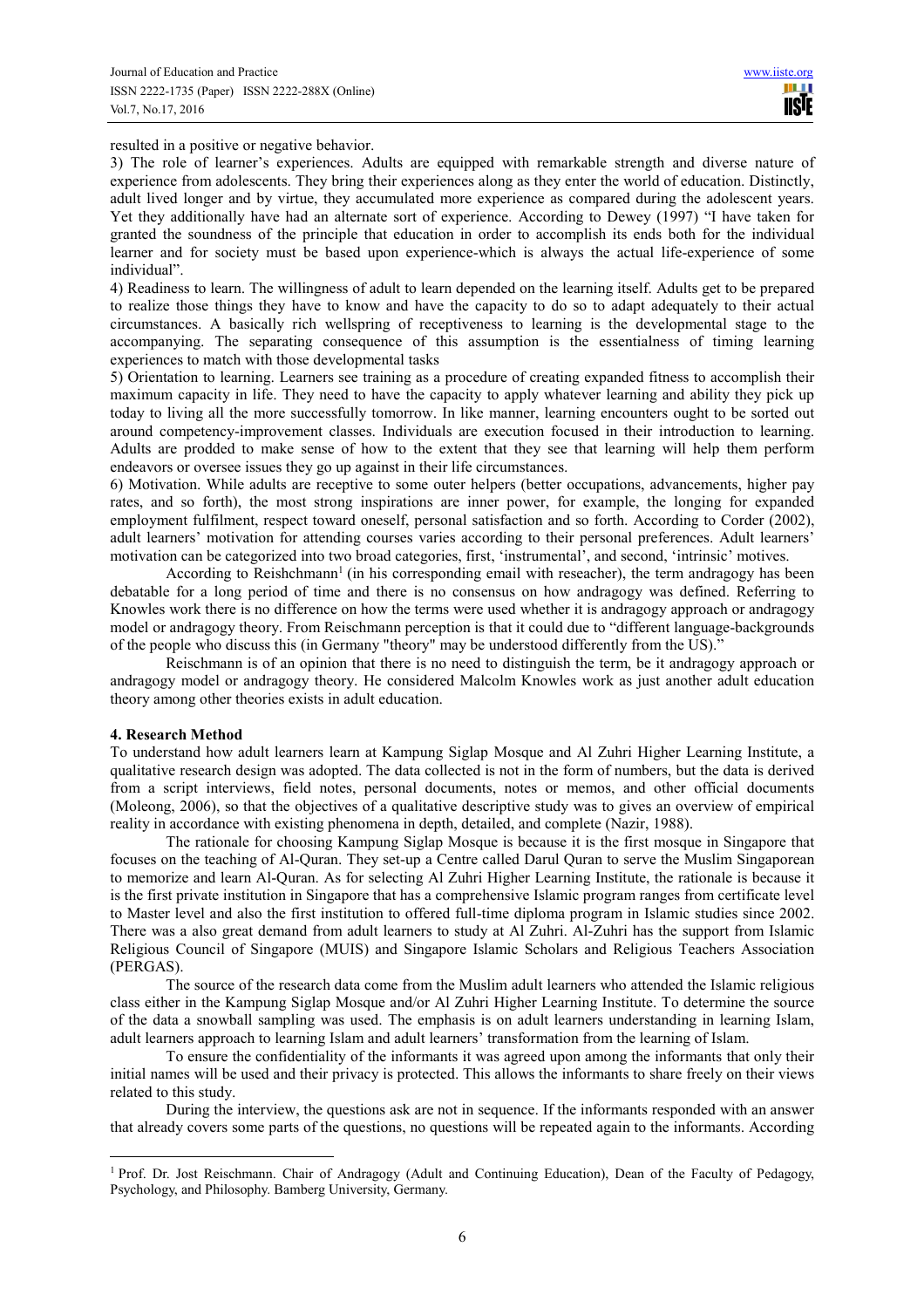resulted in a positive or negative behavior.

3) The role of learner's experiences. Adults are equipped with remarkable strength and diverse nature of experience from adolescents. They bring their experiences along as they enter the world of education. Distinctly, adult lived longer and by virtue, they accumulated more experience as compared during the adolescent years. Yet they additionally have had an alternate sort of experience. According to Dewey (1997) "I have taken for granted the soundness of the principle that education in order to accomplish its ends both for the individual learner and for society must be based upon experience-which is always the actual life-experience of some individual".

4) Readiness to learn. The willingness of adult to learn depended on the learning itself. Adults get to be prepared to realize those things they have to know and have the capacity to do so to adapt adequately to their actual circumstances. A basically rich wellspring of receptiveness to learning is the developmental stage to the accompanying. The separating consequence of this assumption is the essentialness of timing learning experiences to match with those developmental tasks

5) Orientation to learning. Learners see training as a procedure of creating expanded fitness to accomplish their maximum capacity in life. They need to have the capacity to apply whatever learning and ability they pick up today to living all the more successfully tomorrow. In like manner, learning encounters ought to be sorted out around competency-improvement classes. Individuals are execution focused in their introduction to learning. Adults are prodded to make sense of how to the extent that they see that learning will help them perform endeavors or oversee issues they go up against in their life circumstances.

6) Motivation. While adults are receptive to some outer helpers (better occupations, advancements, higher pay rates, and so forth), the most strong inspirations are inner power, for example, the longing for expanded employment fulfilment, respect toward oneself, personal satisfaction and so forth. According to Corder (2002), adult learners' motivation for attending courses varies according to their personal preferences. Adult learners' motivation can be categorized into two broad categories, first, 'instrumental', and second, 'intrinsic' motives.

According to Reishchmann[1] (in his corresponding email with reseacher), the term andragogy has been debatable for a long period of time and there is no consensus on how andragogy was defined. Referring to Knowles work there is no difference on how the terms were used whether it is andragogy approach or andragogy model or andragogy theory. From Reischmann perception is that it could due to "different language-backgrounds of the people who discuss this (in Germany "theory" may be understood differently from the US)."

Reischmann is of an opinion that there is no need to distinguish the term, be it andragogy approach or andragogy model or andragogy theory. He considered Malcolm Knowles work as just another adult education theory among other theories exists in adult education.

## 4. Research Method

To understand how adult learners learn at Kampung Siglap Mosque and Al Zuhri Higher Learning Institute, a qualitative research design was adopted. The data collected is not in the form of numbers, but the data is derived from a script interviews, field notes, personal documents, notes or memos, and other official documents (Moleong, 2006), so that the objectives of a qualitative descriptive study was to gives an overview of empirical reality in accordance with existing phenomena in depth, detailed, and complete (Nazir, 1988).

The rationale for choosing Kampung Siglap Mosque is because it is the first mosque in Singapore that focuses on the teaching of Al-Quran. They set-up a Centre called Darul Quran to serve the Muslim Singaporean to memorize and learn Al-Quran. As for selecting Al Zuhri Higher Learning Institute, the rationale is because it is the first private institution in Singapore that has a comprehensive Islamic program ranges from certificate level to Master level and also the first institution to offered full-time diploma program in Islamic studies since 2002. There was a also great demand from adult learners to study at Al Zuhri. Al-Zuhri has the support from Islamic Religious Council of Singapore (MUIS) and Singapore Islamic Scholars and Religious Teachers Association (PERGAS).

The source of the research data come from the Muslim adult learners who attended the Islamic religious class either in the Kampung Siglap Mosque and/or Al Zuhri Higher Learning Institute. To determine the source of the data a snowball sampling was used. The emphasis is on adult learners understanding in learning Islam, adult learners approach to learning Islam and adult learners' transformation from the learning of Islam.

To ensure the confidentiality of the informants it was agreed upon among the informants that only their initial names will be used and their privacy is protected. This allows the informants to share freely on their views related to this study.

During the interview, the questions ask are not in sequence. If the informants responded with an answer that already covers some parts of the questions, no questions will be repeated again to the informants. According

---

[1] Prof. Dr. Jost Reischmann. Chair of Andragogy (Adult and Continuing Education), Dean of the Faculty of Pedagogy, Psychology, and Philosophy. Bamberg University, Germany.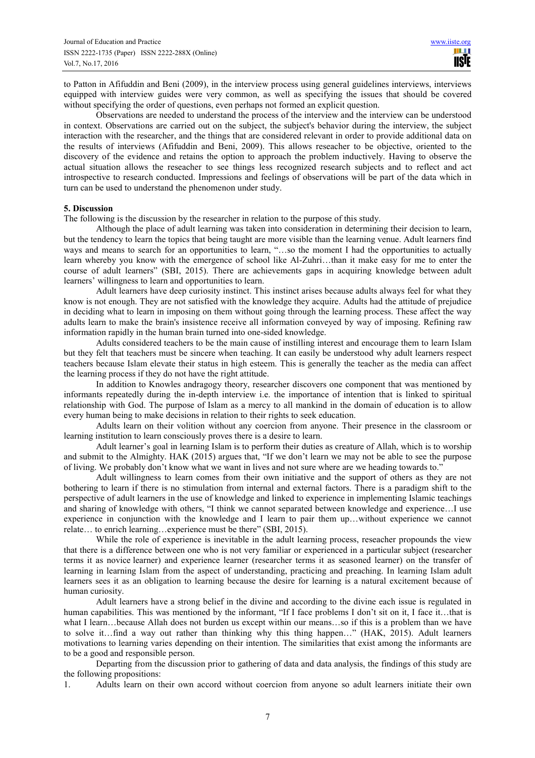to Patton in Afifuddin and Beni (2009), in the interview process using general guidelines interviews, interviews equipped with interview guides were very common, as well as specifying the issues that should be covered without specifying the order of questions, even perhaps not formed an explicit question.

Observations are needed to understand the process of the interview and the interview can be understood in context. Observations are carried out on the subject, the subject's behavior during the interview, the subject interaction with the researcher, and the things that are considered relevant in order to provide additional data on the results of interviews (Afifuddin and Beni, 2009). This allows reseacher to be objective, oriented to the discovery of the evidence and retains the option to approach the problem inductively. Having to observe the actual situation allows the reseacher to see things less recognized research subjects and to reflect and act introspective to research conducted. Impressions and feelings of observations will be part of the data which in turn can be used to understand the phenomenon under study.

**5. Discussion**

The following is the discussion by the researcher in relation to the purpose of this study.

Although the place of adult learning was taken into consideration in determining their decision to learn, but the tendency to learn the topics that being taught are more visible than the learning venue. Adult learners find ways and means to search for an opportunities to learn, "…so the moment I had the opportunities to actually learn whereby you know with the emergence of school like Al-Zuhri…than it make easy for me to enter the course of adult learners" (SBI, 2015). There are achievements gaps in acquiring knowledge between adult learners' willingness to learn and opportunities to learn.

Adult learners have deep curiosity instinct. This instinct arises because adults always feel for what they know is not enough. They are not satisfied with the knowledge they acquire. Adults had the attitude of prejudice in deciding what to learn in imposing on them without going through the learning process. These affect the way adults learn to make the brain's insistence receive all information conveyed by way of imposing. Refining raw information rapidly in the human brain turned into one-sided knowledge.

Adults considered teachers to be the main cause of instilling interest and encourage them to learn Islam but they felt that teachers must be sincere when teaching. It can easily be understood why adult learners respect teachers because Islam elevate their status in high esteem. This is generally the teacher as the media can affect the learning process if they do not have the right attitude.

In addition to Knowles andragogy theory, researcher discovers one component that was mentioned by informants repeatedly during the in-depth interview i.e. the importance of intention that is linked to spiritual relationship with God. The purpose of Islam as a mercy to all mankind in the domain of education is to allow every human being to make decisions in relation to their rights to seek education.

Adults learn on their volition without any coercion from anyone. Their presence in the classroom or learning institution to learn consciously proves there is a desire to learn.

Adult learner's goal in learning Islam is to perform their duties as creature of Allah, which is to worship and submit to the Almighty. HAK (2015) argues that, "If we don't learn we may not be able to see the purpose of living. We probably don't know what we want in lives and not sure where are we heading towards to."

Adult willingness to learn comes from their own initiative and the support of others as they are not bothering to learn if there is no stimulation from internal and external factors. There is a paradigm shift to the perspective of adult learners in the use of knowledge and linked to experience in implementing Islamic teachings and sharing of knowledge with others, "I think we cannot separated between knowledge and experience…I use experience in conjunction with the knowledge and I learn to pair them up…without experience we cannot relate… to enrich learning…experience must be there" (SBI, 2015).

While the role of experience is inevitable in the adult learning process, reseacher propounds the view that there is a difference between one who is not very familiar or experienced in a particular subject (researcher terms it as novice learner) and experience learner (researcher terms it as seasoned learner) on the transfer of learning in learning Islam from the aspect of understanding, practicing and preaching. In learning Islam adult learners sees it as an obligation to learning because the desire for learning is a natural excitement because of human curiosity.

Adult learners have a strong belief in the divine and according to the divine each issue is regulated in human capabilities. This was mentioned by the informant, "If I face problems I don't sit on it, I face it…that is what I learn…because Allah does not burden us except within our means…so if this is a problem than we have to solve it…find a way out rather than thinking why this thing happen…" (HAK, 2015). Adult learners motivations to learning varies depending on their intention. The similarities that exist among the informants are to be a good and responsible person.

Departing from the discussion prior to gathering of data and data analysis, the findings of this study are the following propositions:

1. Adults learn on their own accord without coercion from anyone so adult learners initiate their own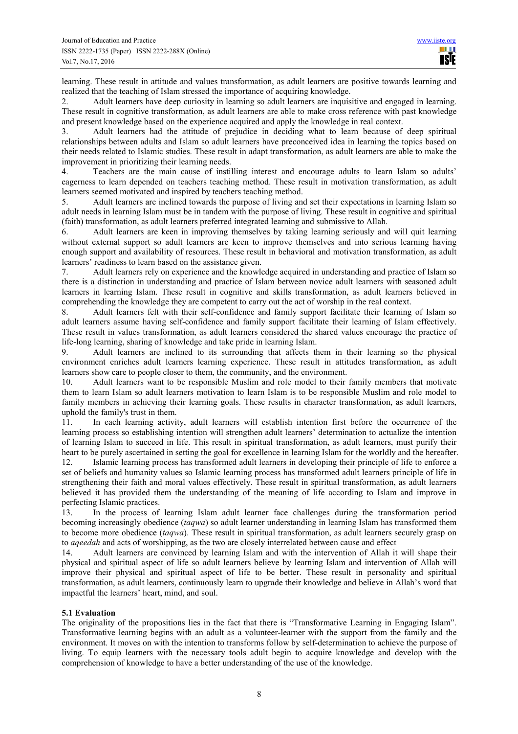learning. These result in attitude and values transformation, as adult learners are positive towards learning and realized that the teaching of Islam stressed the importance of acquiring knowledge.

2. Adult learners have deep curiosity in learning so adult learners are inquisitive and engaged in learning. These result in cognitive transformation, as adult learners are able to make cross reference with past knowledge and present knowledge based on the experience acquired and apply the knowledge in real context.

3. Adult learners had the attitude of prejudice in deciding what to learn because of deep spiritual relationships between adults and Islam so adult learners have preconceived idea in learning the topics based on their needs related to Islamic studies. These result in adapt transformation, as adult learners are able to make the improvement in prioritizing their learning needs.

4. Teachers are the main cause of instilling interest and encourage adults to learn Islam so adults' eagerness to learn depended on teachers teaching method. These result in motivation transformation, as adult learners seemed motivated and inspired by teachers teaching method.

5. Adult learners are inclined towards the purpose of living and set their expectations in learning Islam so adult needs in learning Islam must be in tandem with the purpose of living. These result in cognitive and spiritual (faith) transformation, as adult learners preferred integrated learning and submissive to Allah.

6. Adult learners are keen in improving themselves by taking learning seriously and will quit learning without external support so adult learners are keen to improve themselves and into serious learning having enough support and availability of resources. These result in behavioral and motivation transformation, as adult learners' readiness to learn based on the assistance given.

7. Adult learners rely on experience and the knowledge acquired in understanding and practice of Islam so there is a distinction in understanding and practice of Islam between novice adult learners with seasoned adult learners in learning Islam. These result in cognitive and skills transformation, as adult learners believed in comprehending the knowledge they are competent to carry out the act of worship in the real context.

8. Adult learners felt with their self-confidence and family support facilitate their learning of Islam so adult learners assume having self-confidence and family support facilitate their learning of Islam effectively. These result in values transformation, as adult learners considered the shared values encourage the practice of life-long learning, sharing of knowledge and take pride in learning Islam.

9. Adult learners are inclined to its surrounding that affects them in their learning so the physical environment enriches adult learners learning experience. These result in attitudes transformation, as adult learners show care to people closer to them, the community, and the environment.

10. Adult learners want to be responsible Muslim and role model to their family members that motivate them to learn Islam so adult learners motivation to learn Islam is to be responsible Muslim and role model to family members in achieving their learning goals. These results in character transformation, as adult learners, uphold the family's trust in them.

11. In each learning activity, adult learners will establish intention first before the occurrence of the learning process so establishing intention will strengthen adult learners' determination to actualize the intention of learning Islam to succeed in life. This result in spiritual transformation, as adult learners, must purify their heart to be purely ascertained in setting the goal for excellence in learning Islam for the worldly and the hereafter.

12. Islamic learning process has transformed adult learners in developing their principle of life to enforce a set of beliefs and humanity values so Islamic learning process has transformed adult learners principle of life in strengthening their faith and moral values effectively. These result in spiritual transformation, as adult learners believed it has provided them the understanding of the meaning of life according to Islam and improve in perfecting Islamic practices.

13. In the process of learning Islam adult learner face challenges during the transformation period becoming increasingly obedience (*taqwa*) so adult learner understanding in learning Islam has transformed them to become more obedience (*taqwa*). These result in spiritual transformation, as adult learners securely grasp on to *aqeedah* and acts of worshipping, as the two are closely interrelated between cause and effect

14. Adult learners are convinced by learning Islam and with the intervention of Allah it will shape their physical and spiritual aspect of life so adult learners believe by learning Islam and intervention of Allah will improve their physical and spiritual aspect of life to be better. These result in personality and spiritual transformation, as adult learners, continuously learn to upgrade their knowledge and believe in Allah's word that impactful the learners' heart, mind, and soul.

### 5.1 Evaluation

The originality of the propositions lies in the fact that there is "Transformative Learning in Engaging Islam". Transformative learning begins with an adult as a volunteer-learner with the support from the family and the environment. It moves on with the intention to transforms follow by self-determination to achieve the purpose of living. To equip learners with the necessary tools adult begin to acquire knowledge and develop with the comprehension of knowledge to have a better understanding of the use of the knowledge.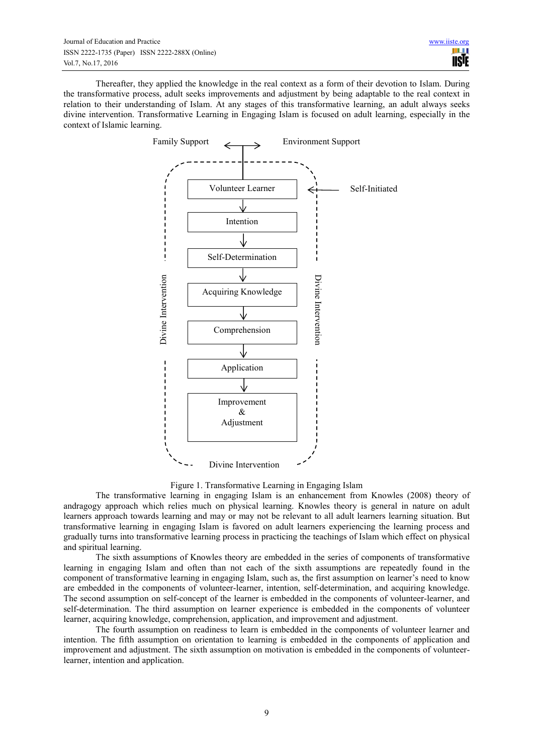Thereafter, they applied the knowledge in the real context as a form of their devotion to Islam. During the transformative process, adult seeks improvements and adjustment by being adaptable to the real context in relation to their understanding of Islam. At any stages of this transformative learning, an adult always seeks divine intervention. Transformative Learning in Engaging Islam is focused on adult learning, especially in the context of Islamic learning.

Family Support ←→ Environment Support

Self-Initiated → Volunteer Learner → Intention → Self-Determination → Acquiring Knowledge → Comprehension → Application → Improvement & Adjustment

Divine Intervention

Figure 1. Transformative Learning in Engaging Islam

The transformative learning in engaging Islam is an enhancement from Knowles (2008) theory of andragogy approach which relies much on physical learning. Knowles theory is general in nature on adult learners approach towards learning and may or may not be relevant to all adult learners learning situation. But transformative learning in engaging Islam is favored on adult learners experiencing the learning process and gradually turns into transformative learning process in practicing the teachings of Islam which effect on physical and spiritual learning.

The sixth assumptions of Knowles theory are embedded in the series of components of transformative learning in engaging Islam and often than not each of the sixth assumptions are repeatedly found in the component of transformative learning in engaging Islam, such as, the first assumption on learner's need to know are embedded in the components of volunteer-learner, intention, self-determination, and acquiring knowledge. The second assumption on self-concept of the learner is embedded in the components of volunteer-learner, and self-determination. The third assumption on learner experience is embedded in the components of volunteer learner, acquiring knowledge, comprehension, application, and improvement and adjustment.

The fourth assumption on readiness to learn is embedded in the components of volunteer learner and intention. The fifth assumption on orientation to learning is embedded in the components of application and improvement and adjustment. The sixth assumption on motivation is embedded in the components of volunteer-learner, intention and application.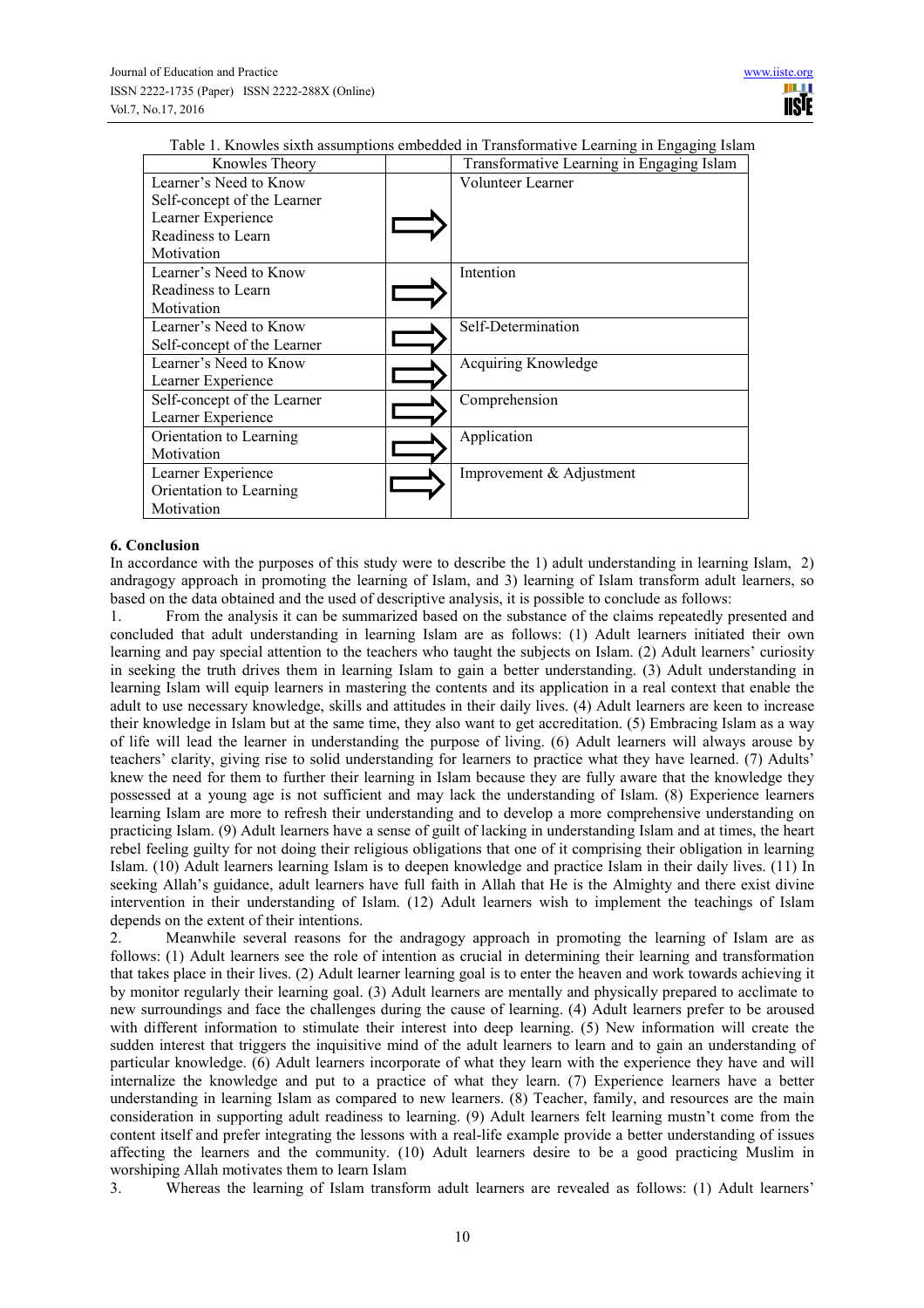Table 1. Knowles sixth assumptions embedded in Transformative Learning in Engaging Islam

| Knowles Theory | | Transformative Learning in Engaging Islam |
|---|---|---|
| Learner's Need to Know<br>Self-concept of the Learner<br>Learner Experience<br>Readiness to Learn<br>Motivation | ⟹ | Volunteer Learner |
| Learner's Need to Know<br>Readiness to Learn<br>Motivation | ⟹ | Intention |
| Learner's Need to Know<br>Self-concept of the Learner | ⟹ | Self-Determination |
| Learner's Need to Know<br>Learner Experience | ⟹ | Acquiring Knowledge |
| Self-concept of the Learner<br>Learner Experience | ⟹ | Comprehension |
| Orientation to Learning<br>Motivation | ⟹ | Application |
| Learner Experience<br>Orientation to Learning<br>Motivation | ⟹ | Improvement & Adjustment |

## 6. Conclusion

In accordance with the purposes of this study were to describe the 1) adult understanding in learning Islam, 2) andragogy approach in promoting the learning of Islam, and 3) learning of Islam transform adult learners, so based on the data obtained and the used of descriptive analysis, it is possible to conclude as follows:

1. From the analysis it can be summarized based on the substance of the claims repeatedly presented and concluded that adult understanding in learning Islam are as follows: (1) Adult learners initiated their own learning and pay special attention to the teachers who taught the subjects on Islam. (2) Adult learners' curiosity in seeking the truth drives them in learning Islam to gain a better understanding. (3) Adult understanding in learning Islam will equip learners in mastering the contents and its application in a real context that enable the adult to use necessary knowledge, skills and attitudes in their daily lives. (4) Adult learners are keen to increase their knowledge in Islam but at the same time, they also want to get accreditation. (5) Embracing Islam as a way of life will lead the learner in understanding the purpose of living. (6) Adult learners will always arouse by teachers' clarity, giving rise to solid understanding for learners to practice what they have learned. (7) Adults' knew the need for them to further their learning in Islam because they are fully aware that the knowledge they possessed at a young age is not sufficient and may lack the understanding of Islam. (8) Experience learners learning Islam are more to refresh their understanding and to develop a more comprehensive understanding on practicing Islam. (9) Adult learners have a sense of guilt of lacking in understanding Islam and at times, the heart rebel feeling guilty for not doing their religious obligations that one of it comprising their obligation in learning Islam. (10) Adult learners learning Islam is to deepen knowledge and practice Islam in their daily lives. (11) In seeking Allah's guidance, adult learners have full faith in Allah that He is the Almighty and there exist divine intervention in their understanding of Islam. (12) Adult learners wish to implement the teachings of Islam depends on the extent of their intentions.

2. Meanwhile several reasons for the andragogy approach in promoting the learning of Islam are as follows: (1) Adult learners see the role of intention as crucial in determining their learning and transformation that takes place in their lives. (2) Adult learner learning goal is to enter the heaven and work towards achieving it by monitor regularly their learning goal. (3) Adult learners are mentally and physically prepared to acclimate to new surroundings and face the challenges during the cause of learning. (4) Adult learners prefer to be aroused with different information to stimulate their interest into deep learning. (5) New information will create the sudden interest that triggers the inquisitive mind of the adult learners to learn and to gain an understanding of particular knowledge. (6) Adult learners incorporate of what they learn with the experience they have and will internalize the knowledge and put to a practice of what they learn. (7) Experience learners have a better understanding in learning Islam as compared to new learners. (8) Teacher, family, and resources are the main consideration in supporting adult readiness to learning. (9) Adult learners felt learning mustn't come from the content itself and prefer integrating the lessons with a real-life example provide a better understanding of issues affecting the learners and the community. (10) Adult learners desire to be a good practicing Muslim in worshiping Allah motivates them to learn Islam

3. Whereas the learning of Islam transform adult learners are revealed as follows: (1) Adult learners'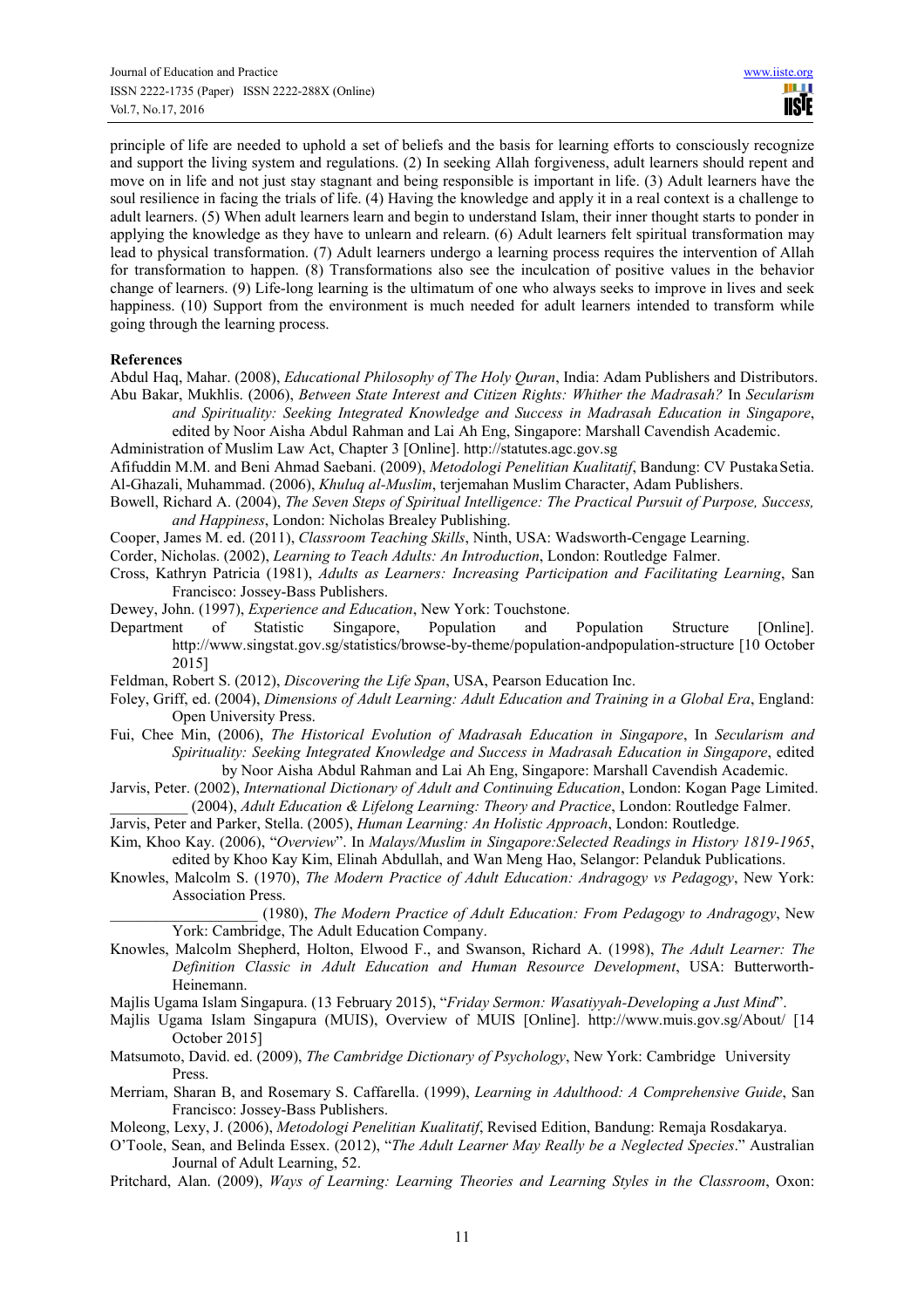principle of life are needed to uphold a set of beliefs and the basis for learning efforts to consciously recognize and support the living system and regulations. (2) In seeking Allah forgiveness, adult learners should repent and move on in life and not just stay stagnant and being responsible is important in life. (3) Adult learners have the soul resilience in facing the trials of life. (4) Having the knowledge and apply it in a real context is a challenge to adult learners. (5) When adult learners learn and begin to understand Islam, their inner thought starts to ponder in applying the knowledge as they have to unlearn and relearn. (6) Adult learners felt spiritual transformation may lead to physical transformation. (7) Adult learners undergo a learning process requires the intervention of Allah for transformation to happen. (8) Transformations also see the inculcation of positive values in the behavior change of learners. (9) Life-long learning is the ultimatum of one who always seeks to improve in lives and seek happiness. (10) Support from the environment is much needed for adult learners intended to transform while going through the learning process.

**References**

Abdul Haq, Mahar. (2008), *Educational Philosophy of The Holy Quran*, India: Adam Publishers and Distributors.

Abu Bakar, Mukhlis. (2006), *Between State Interest and Citizen Rights: Whither the Madrasah?* In *Secularism and Spirituality: Seeking Integrated Knowledge and Success in Madrasah Education in Singapore*, edited by Noor Aisha Abdul Rahman and Lai Ah Eng, Singapore: Marshall Cavendish Academic.

Administration of Muslim Law Act, Chapter 3 [Online]. http://statutes.agc.gov.sg

Afifuddin M.M. and Beni Ahmad Saebani. (2009), *Metodologi Penelitian Kualitatif*, Bandung: CV Pustaka Setia.

Al-Ghazali, Muhammad. (2006), *Khuluq al-Muslim*, terjemahan Muslim Character, Adam Publishers.

Bowell, Richard A. (2004), *The Seven Steps of Spiritual Intelligence: The Practical Pursuit of Purpose, Success, and Happiness*, London: Nicholas Brealey Publishing.

Cooper, James M. ed. (2011), *Classroom Teaching Skills*, Ninth, USA: Wadsworth-Cengage Learning.

Corder, Nicholas. (2002), *Learning to Teach Adults: An Introduction*, London: Routledge Falmer.

Cross, Kathryn Patricia (1981), *Adults as Learners: Increasing Participation and Facilitating Learning*, San Francisco: Jossey-Bass Publishers.

Dewey, John. (1997), *Experience and Education*, New York: Touchstone.

Department of Statistic Singapore, Population and Population Structure [Online]. http://www.singstat.gov.sg/statistics/browse-by-theme/population-andpopulation-structure [10 October 2015]

Feldman, Robert S. (2012), *Discovering the Life Span*, USA, Pearson Education Inc.

Foley, Griff, ed. (2004), *Dimensions of Adult Learning: Adult Education and Training in a Global Era*, England: Open University Press.

Fui, Chee Min, (2006), *The Historical Evolution of Madrasah Education in Singapore*, In *Secularism and Spirituality: Seeking Integrated Knowledge and Success in Madrasah Education in Singapore*, edited by Noor Aisha Abdul Rahman and Lai Ah Eng, Singapore: Marshall Cavendish Academic.

Jarvis, Peter. (2002), *International Dictionary of Adult and Continuing Education*, London: Kogan Page Limited.

__________ (2004), *Adult Education & Lifelong Learning: Theory and Practice*, London: Routledge Falmer.

Jarvis, Peter and Parker, Stella. (2005), *Human Learning: An Holistic Approach*, London: Routledge.

Kim, Khoo Kay. (2006), "*Overview*". In *Malays/Muslim in Singapore:Selected Readings in History 1819-1965*, edited by Khoo Kay Kim, Elinah Abdullah, and Wan Meng Hao, Selangor: Pelanduk Publications.

Knowles, Malcolm S. (1970), *The Modern Practice of Adult Education: Andragogy vs Pedagogy*, New York: Association Press.

___________________ (1980), *The Modern Practice of Adult Education: From Pedagogy to Andragogy*, New York: Cambridge, The Adult Education Company.

Knowles, Malcolm Shepherd, Holton, Elwood F., and Swanson, Richard A. (1998), *The Adult Learner: The Definition Classic in Adult Education and Human Resource Development*, USA: Butterworth-Heinemann.

Majlis Ugama Islam Singapura. (13 February 2015), "*Friday Sermon: Wasatiyyah-Developing a Just Mind*".

Majlis Ugama Islam Singapura (MUIS), Overview of MUIS [Online]. http://www.muis.gov.sg/About/ [14 October 2015]

Matsumoto, David. ed. (2009), *The Cambridge Dictionary of Psychology*, New York: Cambridge University Press.

Merriam, Sharan B, and Rosemary S. Caffarella. (1999), *Learning in Adulthood: A Comprehensive Guide*, San Francisco: Jossey-Bass Publishers.

Moleong, Lexy, J. (2006), *Metodologi Penelitian Kualitatif*, Revised Edition, Bandung: Remaja Rosdakarya.

O'Toole, Sean, and Belinda Essex. (2012), "*The Adult Learner May Really be a Neglected Species*." Australian Journal of Adult Learning, 52.

Pritchard, Alan. (2009), *Ways of Learning: Learning Theories and Learning Styles in the Classroom*, Oxon: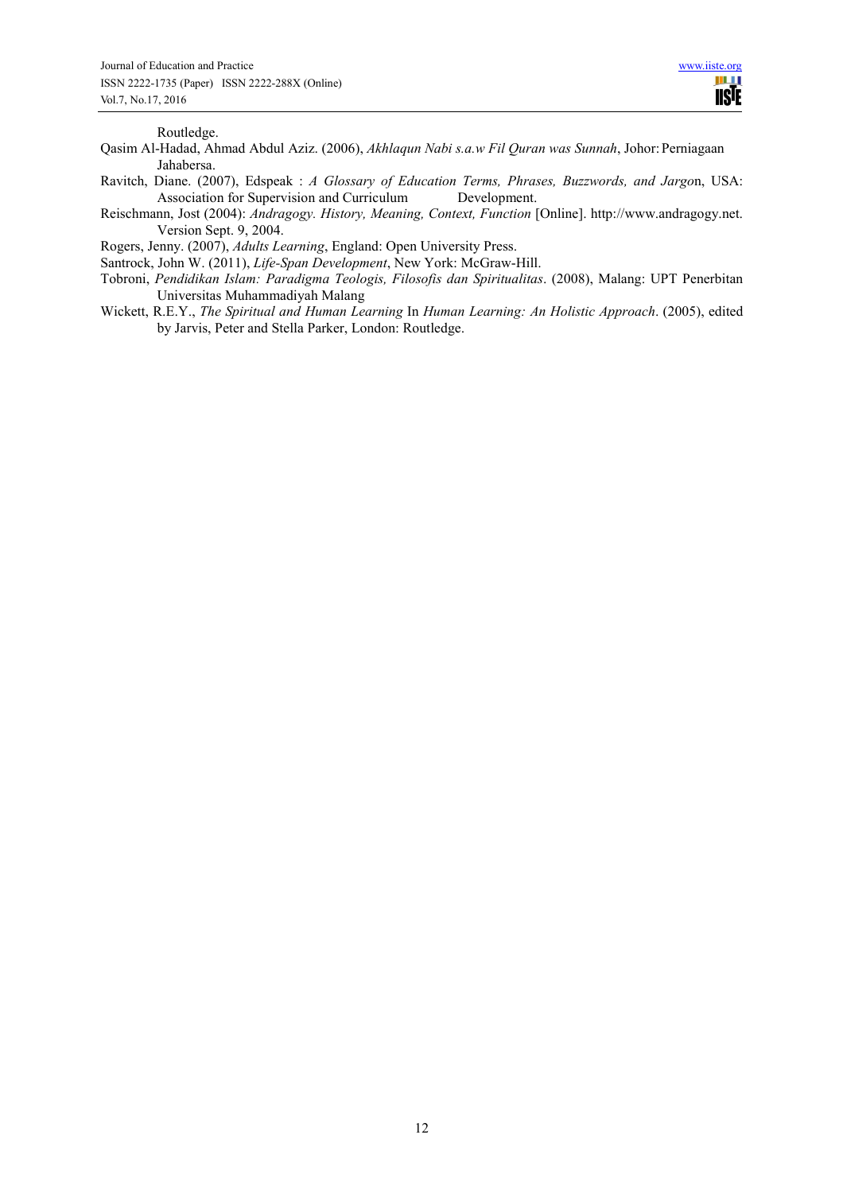Routledge.

Qasim Al-Hadad, Ahmad Abdul Aziz. (2006), *Akhlaqun Nabi s.a.w Fil Quran was Sunnah*, Johor: Perniagaan Jahabersa.

Ravitch, Diane. (2007), Edspeak : *A Glossary of Education Terms, Phrases, Buzzwords, and Jargo*n, USA: Association for Supervision and Curriculum Development.

Reischmann, Jost (2004): *Andragogy. History, Meaning, Context, Function* [Online]. http://www.andragogy.net. Version Sept. 9, 2004.

Rogers, Jenny. (2007), *Adults Learning*, England: Open University Press.

Santrock, John W. (2011), *Life-Span Development*, New York: McGraw-Hill.

Tobroni, *Pendidikan Islam: Paradigma Teologis, Filosofis dan Spiritualitas*. (2008), Malang: UPT Penerbitan Universitas Muhammadiyah Malang

Wickett, R.E.Y., *The Spiritual and Human Learning* In *Human Learning: An Holistic Approach*. (2005), edited by Jarvis, Peter and Stella Parker, London: Routledge.